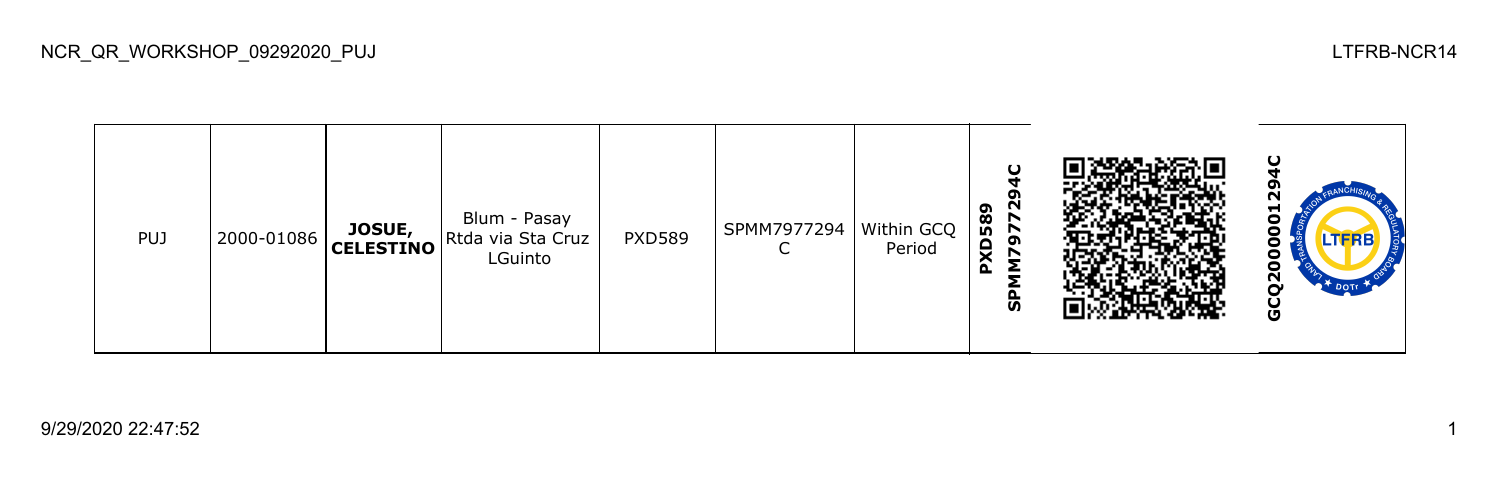NCR_QR_WORKSHOP_09292020_PUJ

LTFRB-NCR14

| PUJ | 2000-01086 | **JOSUE, CELESTINO** | Blum - Pasay Rtda via Sta Cruz LGuinto | PXD589 | SPMM7977294 C | Within GCQ Period | **PXD589 SPMM7977294C** | | **GCQ2000001294C** |
|---|---|---|---|---|---|---|---|---|---|

9/29/2020 22:47:52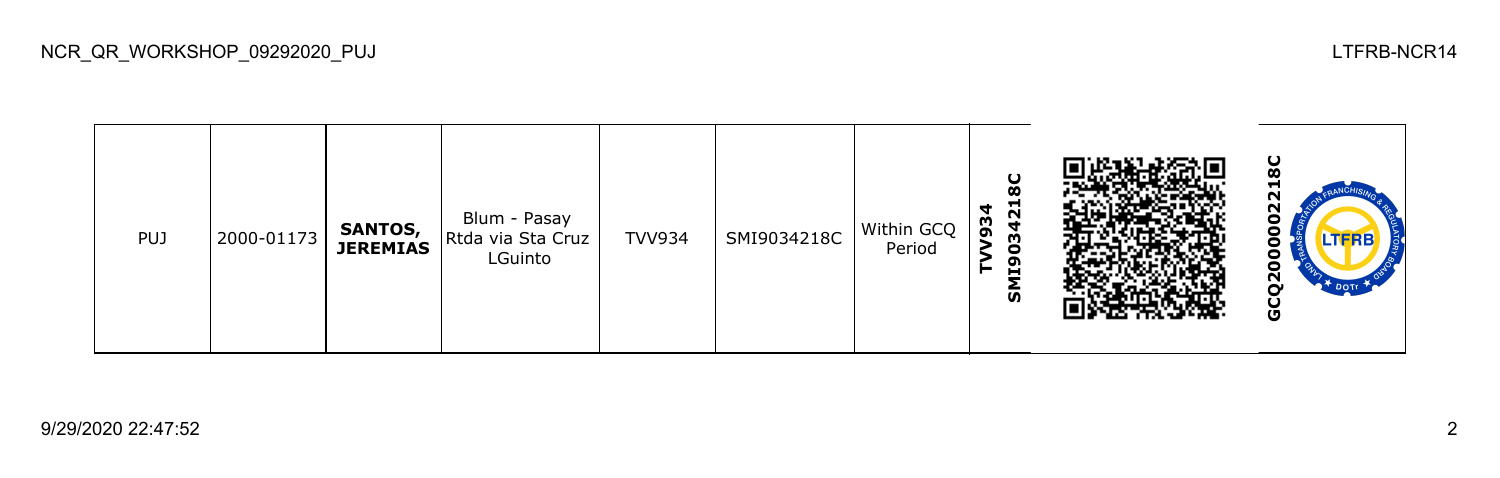| PUJ | 2000-01173 | **SANTOS, JEREMIAS** | Blum - Pasay Rtda via Sta Cruz LGuinto | TVV934 | SMI9034218C | Within GCQ Period | **TVV934 SMI9034218C** | | **GCQ2000002218C** |
|---|---|---|---|---|---|---|---|---|---|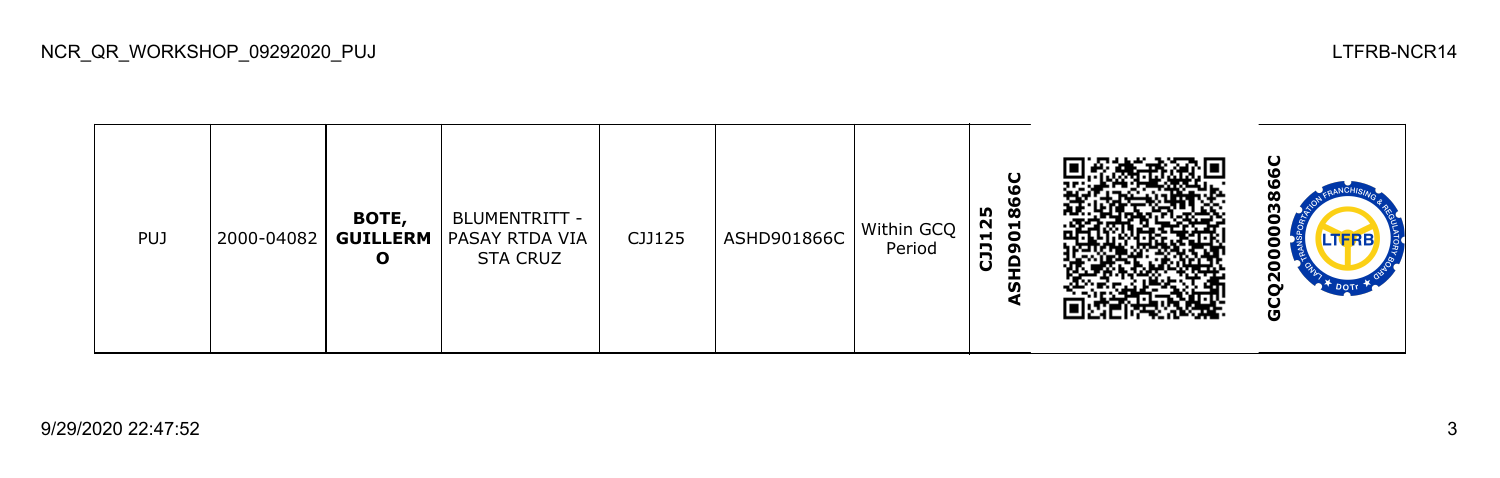| PUJ | 2000-04082 | **BOTE, GUILLERMO** | BLUMENTRITT - PASAY RTDA VIA STA CRUZ | CJJ125 | ASHD901866C | Within GCQ Period | **CJJ125 ASHD901866C** | | **GCQ20000003866C** |
|---|---|---|---|---|---|---|---|---|---|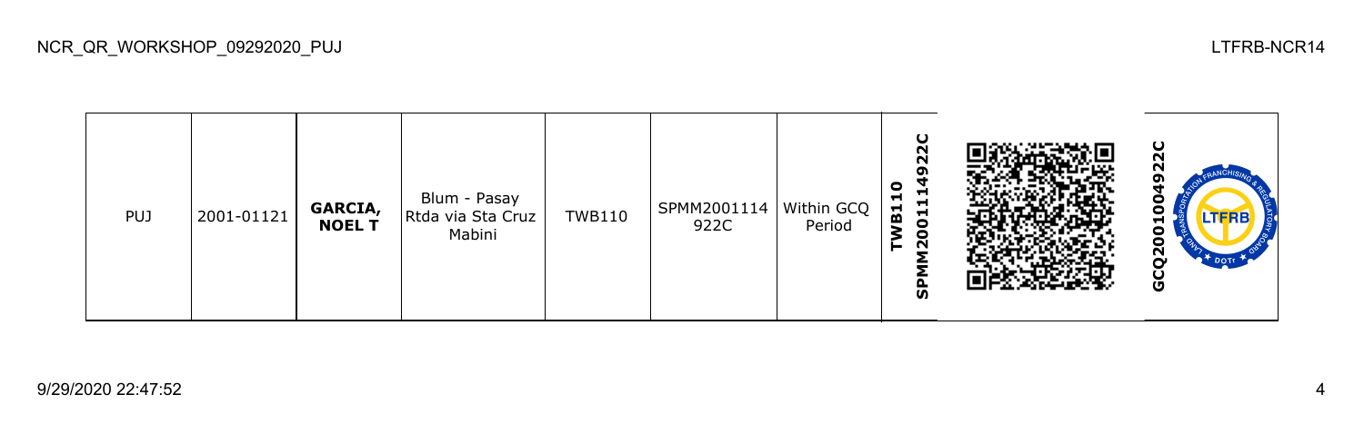| PUJ | 2001-01121 | **GARCIA, NOEL T** | Blum - Pasay Rtda via Sta Cruz Mabini | TWB110 | SPMM2001114922C | Within GCQ Period | **TWB110 SPMM2001114922C** | | **GCQ2001004922C** |
|---|---|---|---|---|---|---|---|---|---|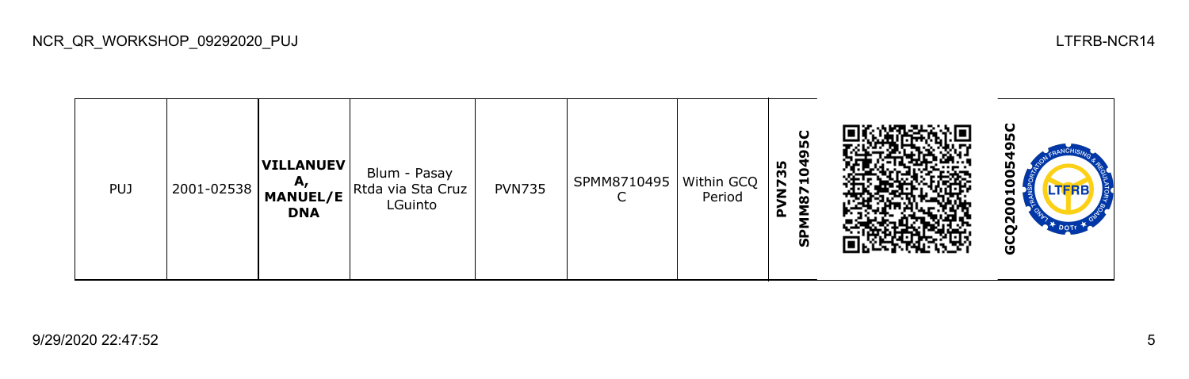NCR_QR_WORKSHOP_09292020_PUJ

LTFRB-NCR14

| PUJ | 2001-02538 | **VILLANUEVA, MANUEL/EDNA** | Blum - Pasay Rtda via Sta Cruz LGuinto | PVN735 | SPMM8710495C | Within GCQ Period | **PVN735 SPMM8710495C** | | **GCQ2001005495C** |
|---|---|---|---|---|---|---|---|---|---|

9/29/2020 22:47:52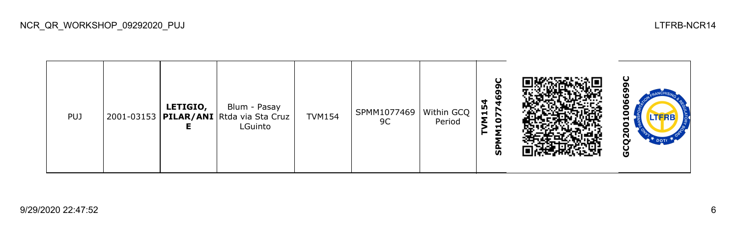| PUJ | 2001-03153 | **LETIGIO, PILAR/ANIE** | Blum - Pasay Rtda via Sta Cruz LGuinto | TVM154 | SPMM10774699C | Within GCQ Period | **SPMM1077469 9C TVM154** | | **GCQ2001006699C** |
|---|---|---|---|---|---|---|---|---|---|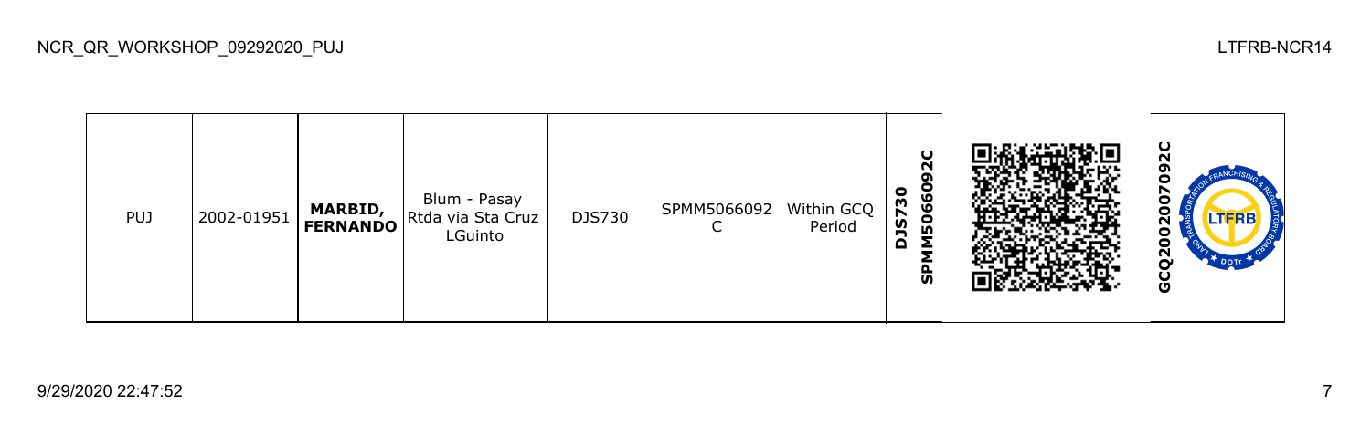| PUJ | 2002-01951 | **MARBID, FERNANDO** | Blum - Pasay Rtda via Sta Cruz LGuinto | DJS730 | SPMM5066092C | Within GCQ Period | **DJS730 SPMM5066092C** | | **GCQ2002007092C** |
|---|---|---|---|---|---|---|---|---|---|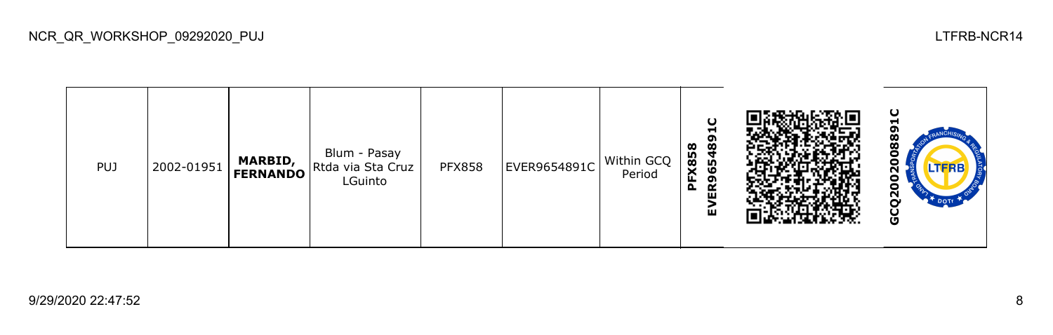| PUJ | 2002-01951 | **MARBID, FERNANDO** | Blum - Pasay Rtda via Sta Cruz LGuinto | PFX858 | EVER9654891C | Within GCQ Period | **PFX858 EVER9654891C** | | **GCQ2002008891C** |
|---|---|---|---|---|---|---|---|---|---|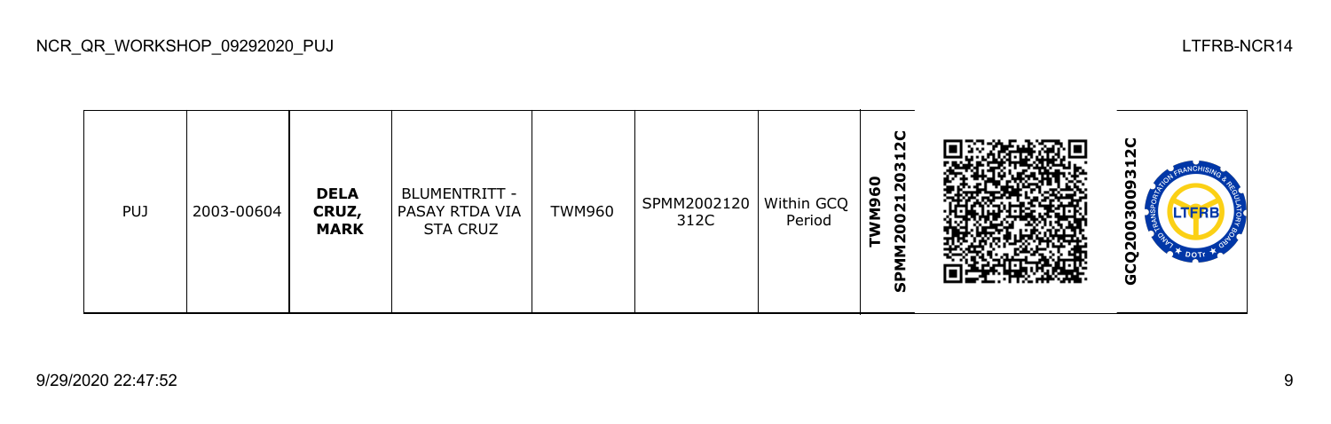| PUJ | 2003-00604 | **DELA CRUZ, MARK** | BLUMENTRITT - PASAY RTDA VIA STA CRUZ | TWM960 | SPMM2002120312C | Within GCQ Period | **TWM960 SPMM2002120312C** | | **GCQ2003009312C** |
|---|---|---|---|---|---|---|---|---|---|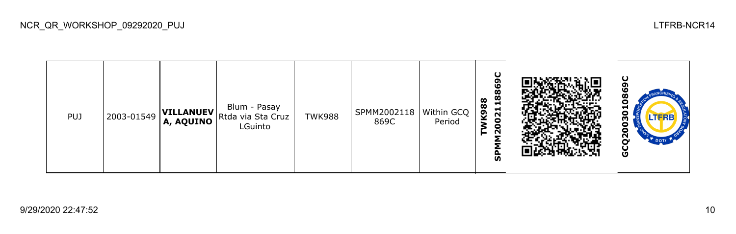| PUJ | 2003-01549 | **VILLANUEVA, AQUINO** | Blum - Pasay Rtda via Sta Cruz LGuinto | TWK988 | SPMM2002118869C | Within GCQ Period | **TWK988 SPMM2002118869C** | | **GCQ2003010869C** |
|---|---|---|---|---|---|---|---|---|---|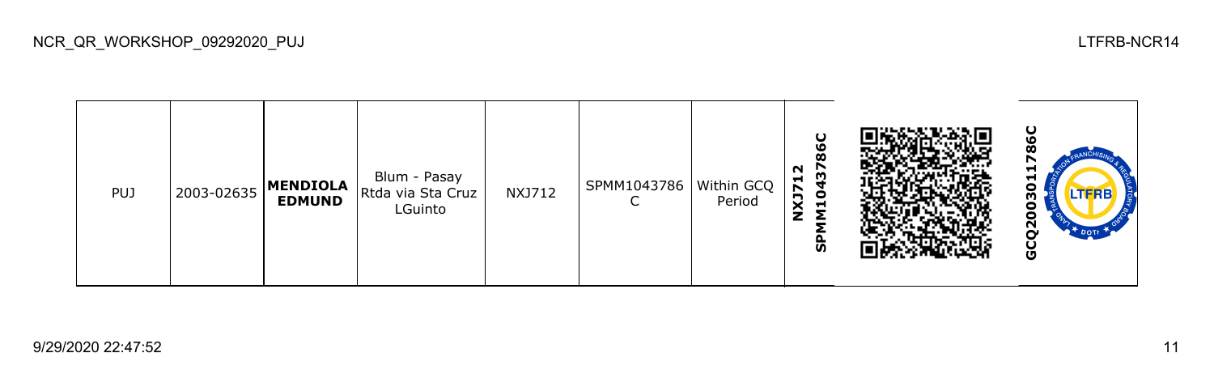NCR_QR_WORKSHOP_09292020_PUJ

LTFRB-NCR14

| PUJ | 2003-02635 | **MENDIOLA EDMUND** | Blum - Pasay Rtda via Sta Cruz LGuinto | NXJ712 | SPMM1043786C | Within GCQ Period | **NXJ712 SPMM1043786C** | | **GCQ2003011786C** |
|---|---|---|---|---|---|---|---|---|---|

9/29/2020 22:47:52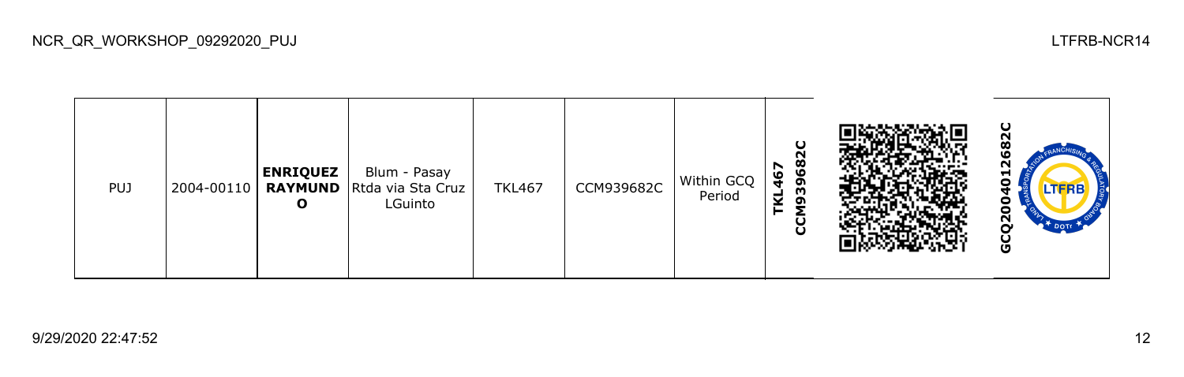| PUJ | 2004-00110 | **ENRIQUEZ RAYMUND O** | Blum - Pasay Rtda via Sta Cruz LGuinto | TKL467 | CCM939682C | Within GCQ Period | **TKL467 CCM939682C** | | **GCQ2004012682C** |
|---|---|---|---|---|---|---|---|---|---|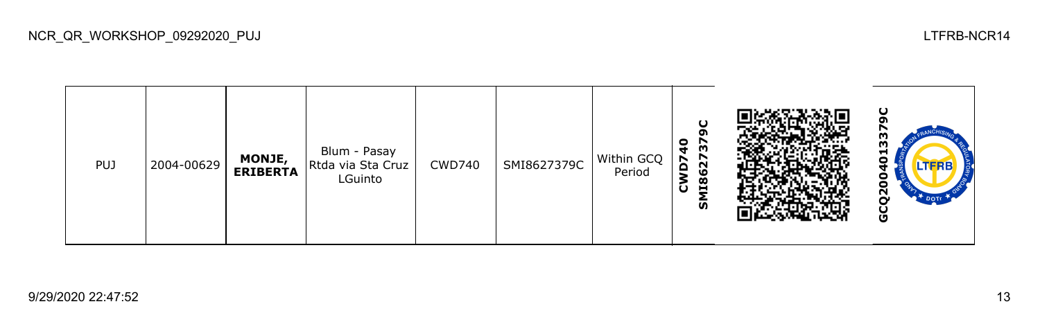| PUJ | 2004-00629 | **MONJE, ERIBERTA** | Blum - Pasay Rtda via Sta Cruz LGuinto | CWD740 | SMI8627379C | Within GCQ Period | **CWD740 SMI8627379C** | | **GCQ20040133379C** |
|---|---|---|---|---|---|---|---|---|---|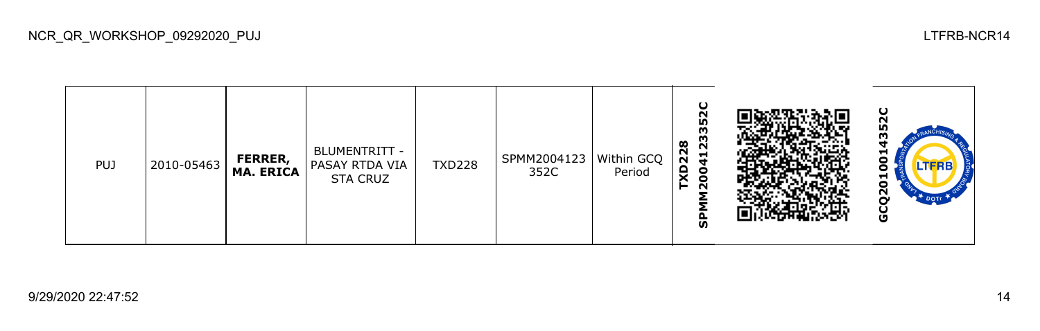| PUJ | 2010-05463 | **FERRER, MA. ERICA** | BLUMENTRITT - PASAY RTDA VIA STA CRUZ | TXD228 | SPMM2004123 352C | Within GCQ Period | **SPMM2004123352C TXD228** | | **GCQ2010014352C** |
|---|---|---|---|---|---|---|---|---|---|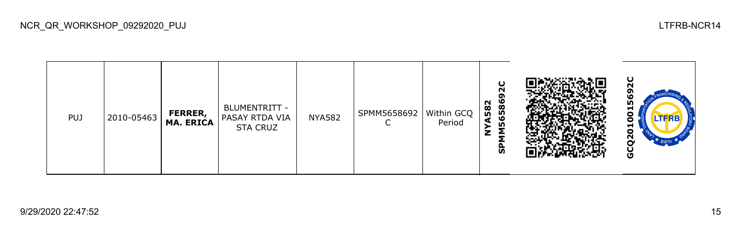| PUJ | 2010-05463 | **FERRER, MA. ERICA** | BLUMENTRITT - PASAY RTDA VIA STA CRUZ | NYA582 | SPMM5658692C | Within GCQ Period | **NYA582 SPMM5658692C** | | **GCQ2010015692C** |
|---|---|---|---|---|---|---|---|---|---|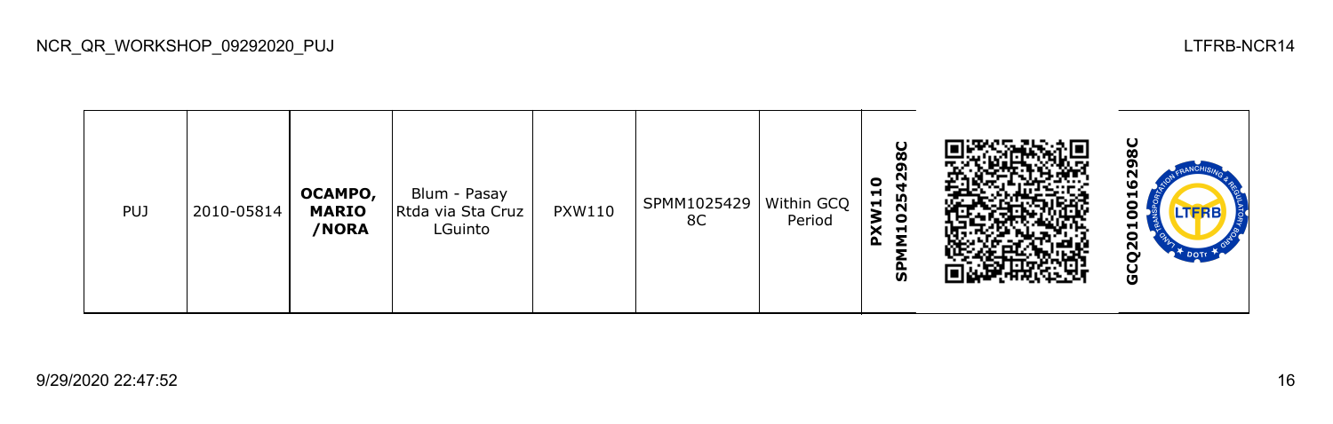| PUJ | 2010-05814 | **OCAMPO, MARIO /NORA** | Blum - Pasay Rtda via Sta Cruz LGuinto | PXW110 | SPMM10254298C | Within GCQ Period | **PXW110 SPMM10254298C** | | **GCQ20100162298C** |
|---|---|---|---|---|---|---|---|---|---|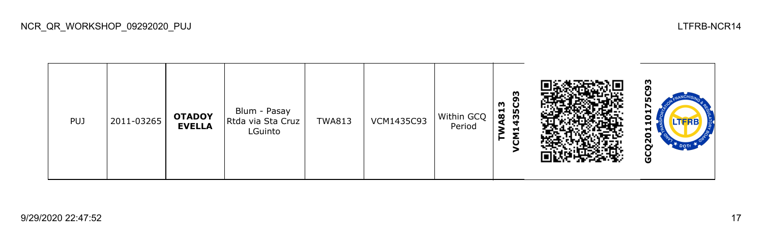| PUJ | 2011-03265 | **OTADOY EVELLA** | Blum - Pasay Rtda via Sta Cruz LGuinto | TWA813 | VCM1435C93 | Within GCQ Period | **TWA813 VCM1435C93** | | **GCQ201101 75C93** |
|---|---|---|---|---|---|---|---|---|---|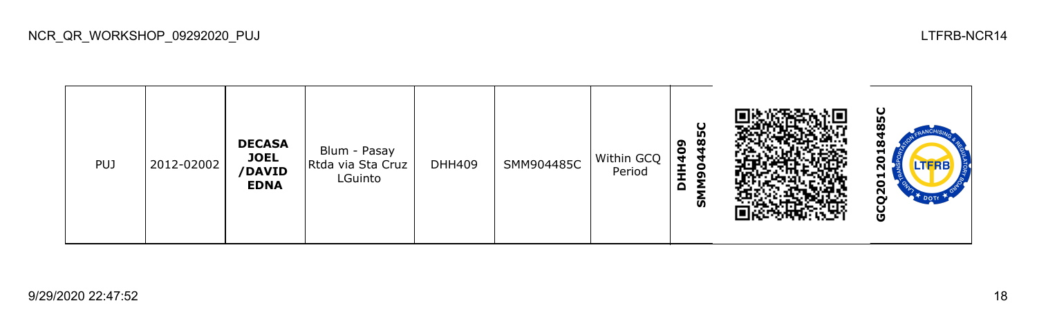| PUJ | 2012-02002 | **DECASA JOEL /DAVID EDNA** | Blum - Pasay Rtda via Sta Cruz LGuinto | DHH409 | SMM904485C | Within GCQ Period | **DHH409 SMM904485C** | | **GCQ2012018485C** |
|---|---|---|---|---|---|---|---|---|---|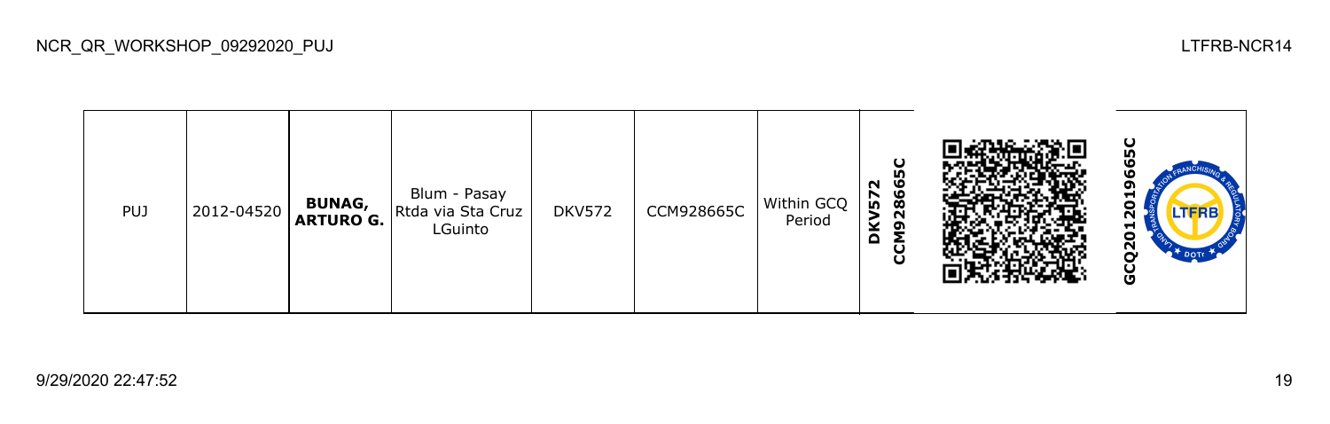NCR_QR_WORKSHOP_09292020_PUJ

LTFRB-NCR14

| PUJ | 2012-04520 | **BUNAG, ARTURO G.** | Blum - Pasay Rtda via Sta Cruz LGuinto | DKV572 | CCM928665C | Within GCQ Period | **DKV572 CCM928665C** | | **GCQ2012019665C** |
|---|---|---|---|---|---|---|---|---|---|

9/29/2020 22:47:52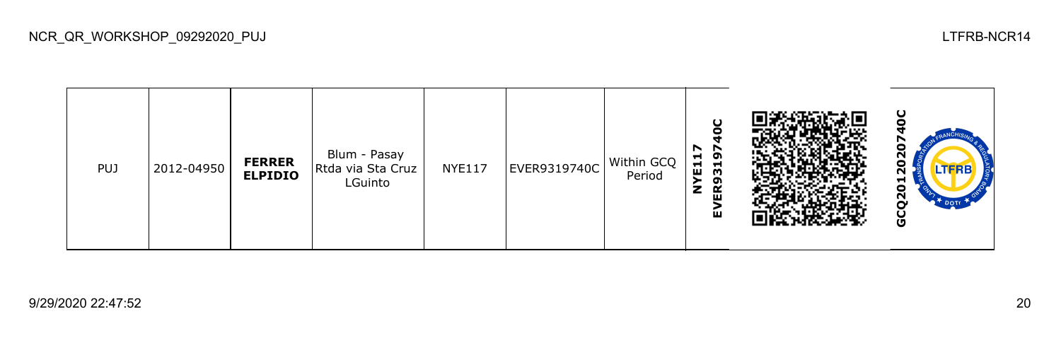| PUJ | 2012-04950 | **FERRER ELPIDIO** | Blum - Pasay Rtda via Sta Cruz LGuinto | NYE117 | EVER9319740C | Within GCQ Period | **NYE117 EVER9319740C** | | **GCQ2012020740C** |
|---|---|---|---|---|---|---|---|---|---|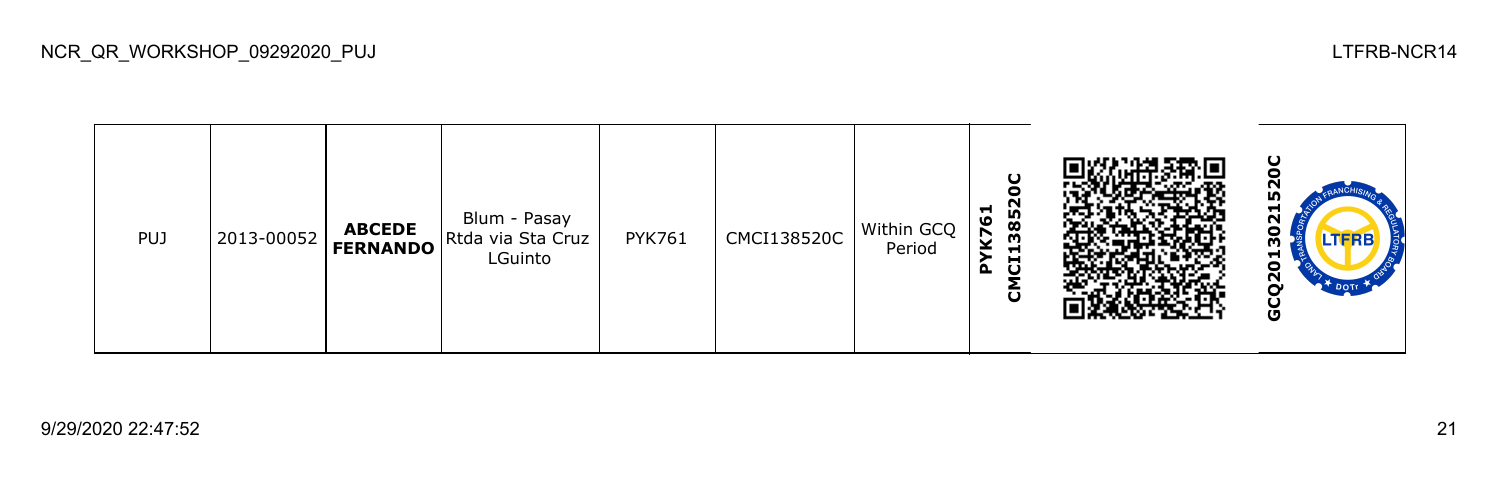| PUJ | 2013-00052 | **ABCEDE FERNANDO** | Blum - Pasay Rtda via Sta Cruz LGuinto | PYK761 | CMCI138520C | Within GCQ Period | **PYK761 CMCI138520C** | | **GCQ201302152OC** |
|---|---|---|---|---|---|---|---|---|---|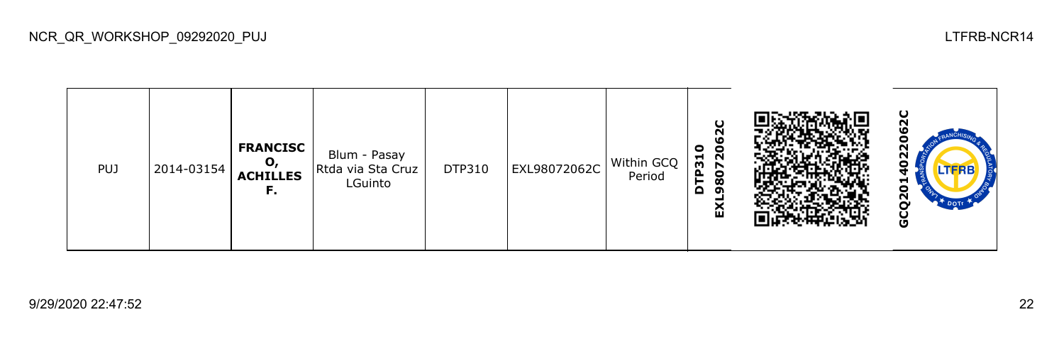| PUJ | 2014-03154 | **FRANCISCO, ACHILLES F.** | Blum - Pasay Rtda via Sta Cruz LGuinto | DTP310 | EXL98072062C | Within GCQ Period | **DTP310 EXL98072062C** | | **GCQ201402206​2C** |
|---|---|---|---|---|---|---|---|---|---|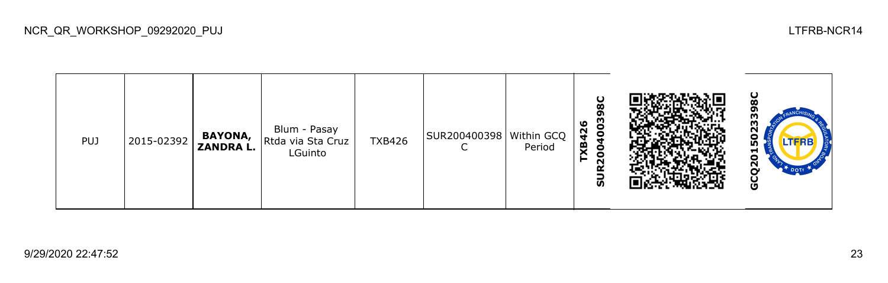| PUJ | 2015-02392 | **BAYONA, ZANDRA L.** | Blum - Pasay Rtda via Sta Cruz LGuinto | TXB426 | SUR200400398C | Within GCQ Period | **TXB426 SUR200400398C** | | **GCQ201502339​8C** |
|---|---|---|---|---|---|---|---|---|---|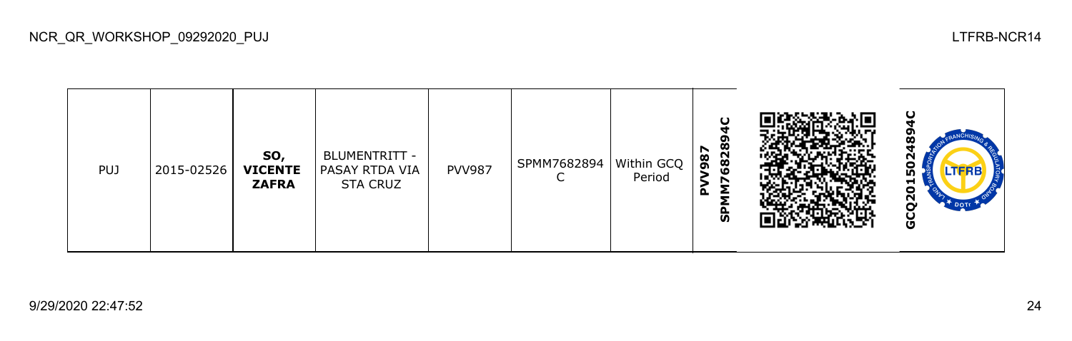| PUJ | 2015-02526 | **SO, VICENTE ZAFRA** | BLUMENTRITT - PASAY RTDA VIA STA CRUZ | PVV987 | SPMM7682894C | Within GCQ Period | **PVV987 SPMM7682894C** | | **GCQ2015024894C** |
|---|---|---|---|---|---|---|---|---|---|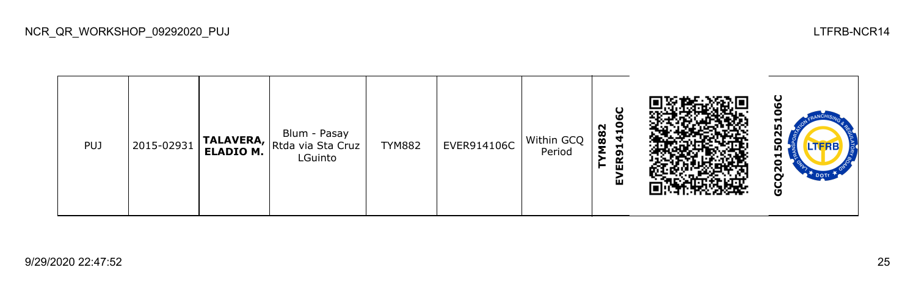| PUJ | 2015-02931 | **TALAVERA, ELADIO M.** | Blum - Pasay Rtda via Sta Cruz LGuinto | TYM882 | EVER914106C | Within GCQ Period | **TYM882 EVER914106C** | | **GCQ2015025106C** |
|---|---|---|---|---|---|---|---|---|---|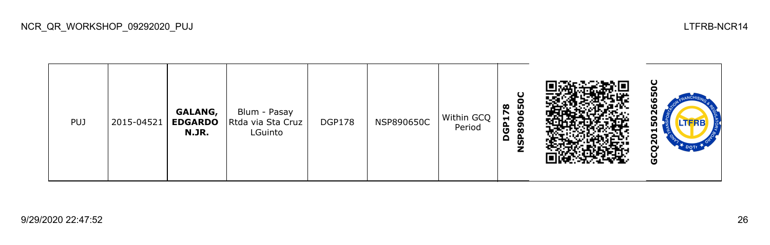| PUJ | 2015-04521 | **GALANG, EDGARDO N.JR.** | Blum - Pasay Rtda via Sta Cruz LGuinto | DGP178 | NSP890650C | Within GCQ Period | **DGP178 NSP890650C** | | **GCQ2015026650C** |
|---|---|---|---|---|---|---|---|---|---|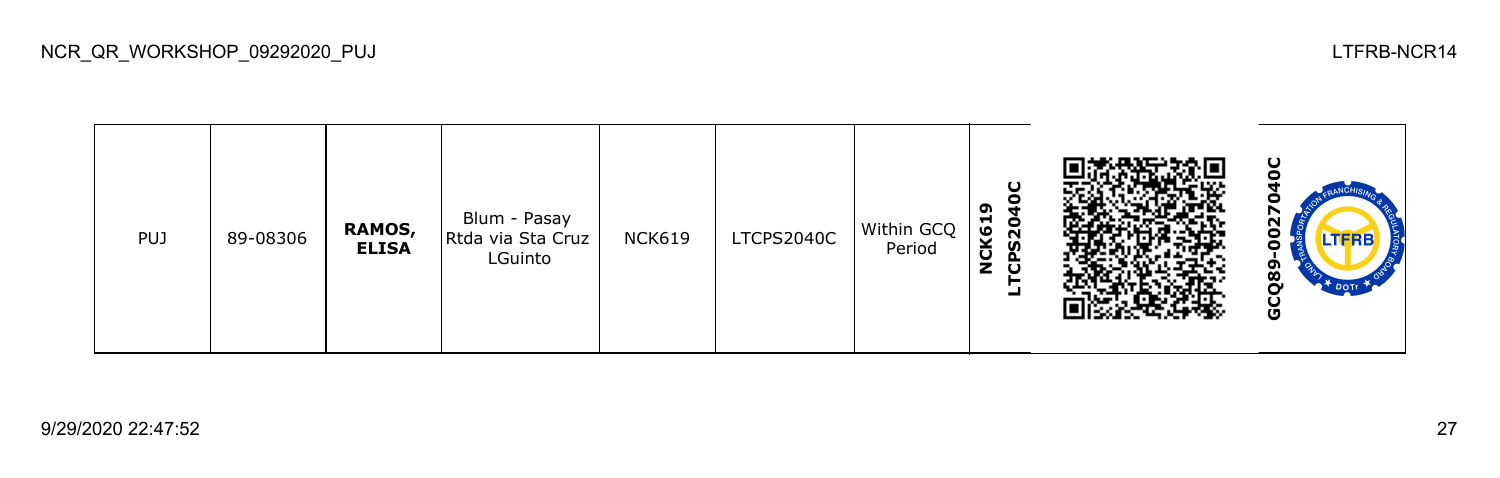| PUJ | 89-08306 | **RAMOS, ELISA** | Blum - Pasay Rtda via Sta Cruz LGuinto | NCK619 | LTCPS2040C | Within GCQ Period | **NCK619 LTCPS2040C** | | **GCQ89-0027040C** |
|---|---|---|---|---|---|---|---|---|---|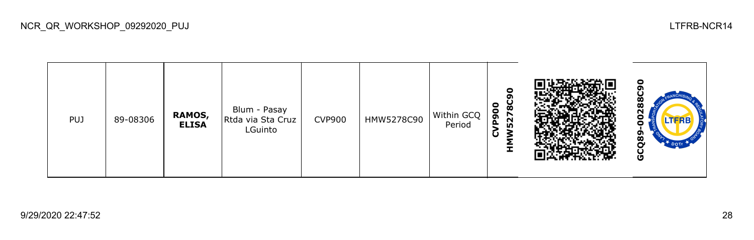| PUJ | 89-08306 | **RAMOS, ELISA** | Blum - Pasay Rtda via Sta Cruz LGuinto | CVP900 | HMW5278C90 | Within GCQ Period | **CVP900 HMW5278C90** | | **GCQ89-00288C90** |
|---|---|---|---|---|---|---|---|---|---|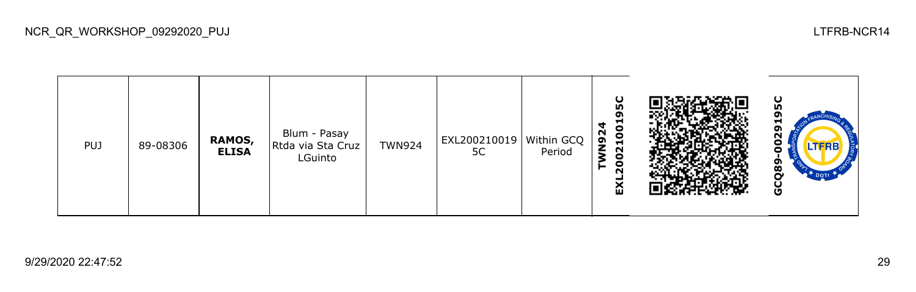| PUJ | 89-08306 | **RAMOS, ELISA** | Blum - Pasay Rtda via Sta Cruz LGuinto | TWN924 | EXL200210019 5C | Within GCQ Period | **EXL200210019 5C TWN924** | | **GCQ89-0029195C** |
|---|---|---|---|---|---|---|---|---|---|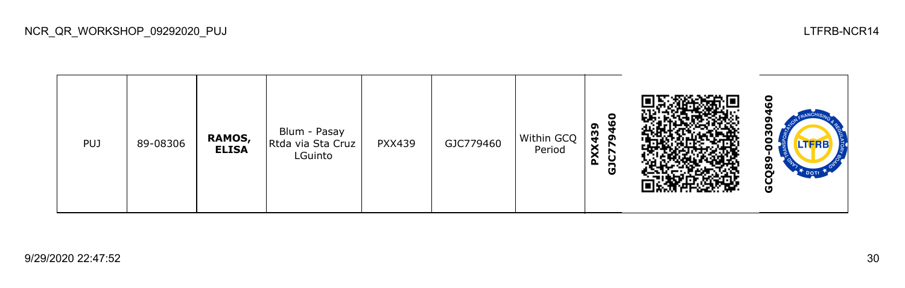| PUJ | 89-08306 | **RAMOS, ELISA** | Blum - Pasay Rtda via Sta Cruz LGuinto | PXX439 | GJC779460 | Within GCQ Period | **PXX439 GJC779460** | | **GCQ89-00309460** |
|---|---|---|---|---|---|---|---|---|---|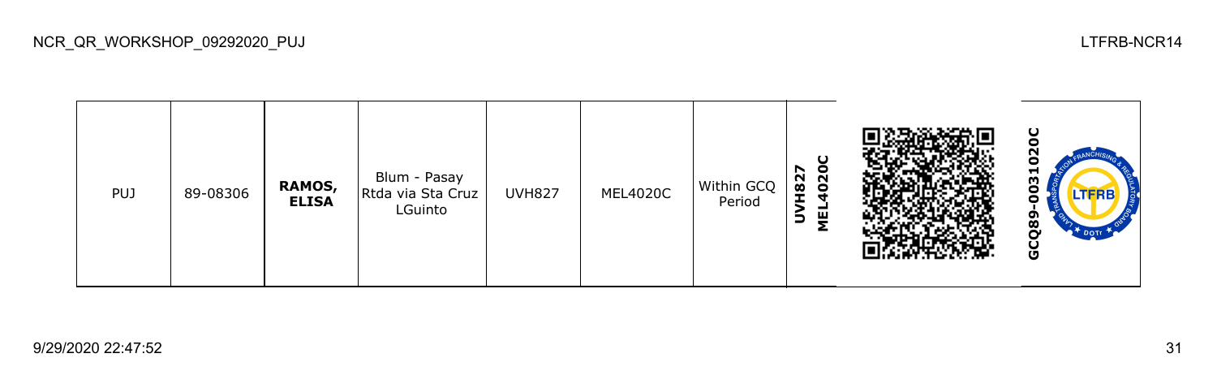| PUJ | 89-08306 | **RAMOS, ELISA** | Blum - Pasay Rtda via Sta Cruz LGuinto | UVH827 | MEL4020C | Within GCQ Period | **UVH827 MEL4020C** | | **GCQ89-0031020C** |
|---|---|---|---|---|---|---|---|---|---|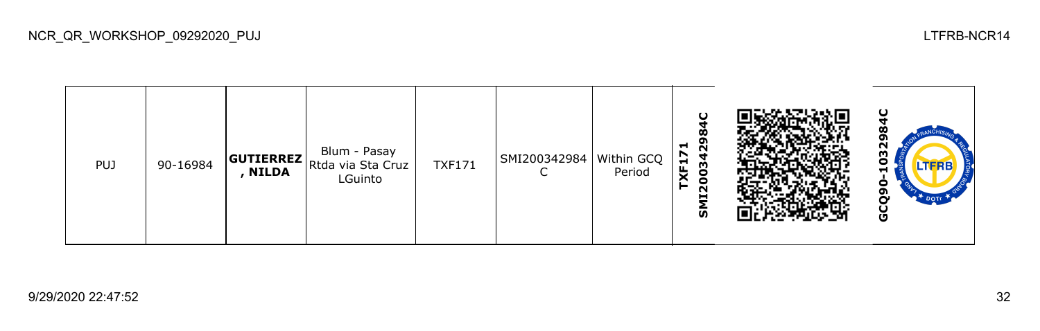| PUJ | 90-16984 | **GUTIERREZ , NILDA** | Blum - Pasay Rtda via Sta Cruz LGuinto | TXF171 | SMI200342984C | Within GCQ Period | **SMI200342984C TXF171** | | **GCQ90-1032984C** |
|---|---|---|---|---|---|---|---|---|---|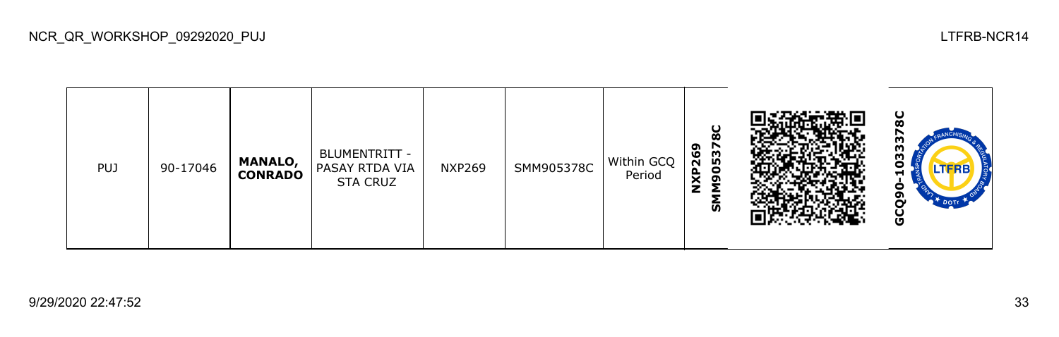| PUJ | 90-17046 | **MANALO, CONRADO** | BLUMENTRITT - PASAY RTDA VIA STA CRUZ | NXP269 | SMM905378C | Within GCQ Period | **NXP269 SMM905378C** | | **GCQ90-1033378C** |
|---|---|---|---|---|---|---|---|---|---|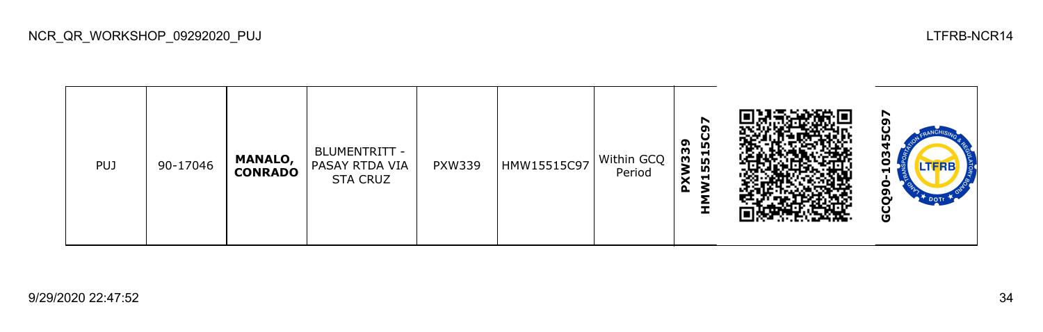| PUJ | 90-17046 | **MANALO, CONRADO** | BLUMENTRITT - PASAY RTDA VIA STA CRUZ | PXW339 | HMW15515C97 | Within GCQ Period | **PXW339 HMW15515C97** | | **GCQ90-10345C97** |
|---|---|---|---|---|---|---|---|---|---|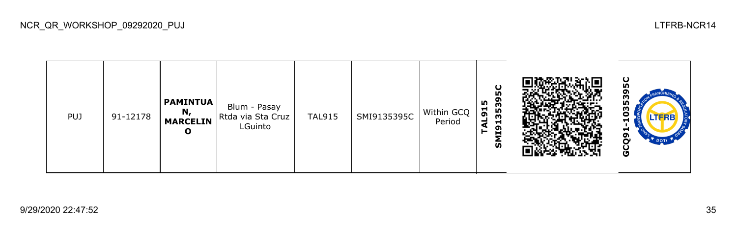| PUJ | 91-12178 | **PAMINTUAN, MARCELINO** | Blum - Pasay Rtda via Sta Cruz LGuinto | TAL915 | SMI9135395C | Within GCQ Period | **TAL915 SMI9135395C** | | **GCQ91-1035395C** |
|---|---|---|---|---|---|---|---|---|---|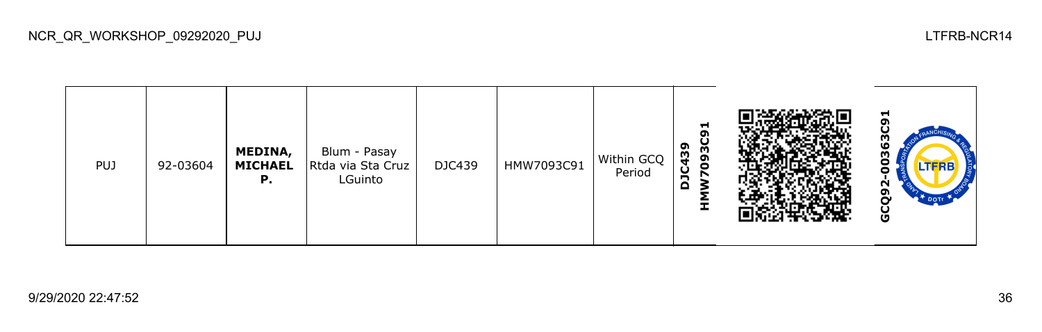| PUJ | 92-03604 | **MEDINA, MICHAEL P.** | Blum - Pasay Rtda via Sta Cruz LGuinto | DJC439 | HMW7093C91 | Within GCQ Period | **DJC439 HMW7093C91** | | **GCQ92-00363C91** |
|---|---|---|---|---|---|---|---|---|---|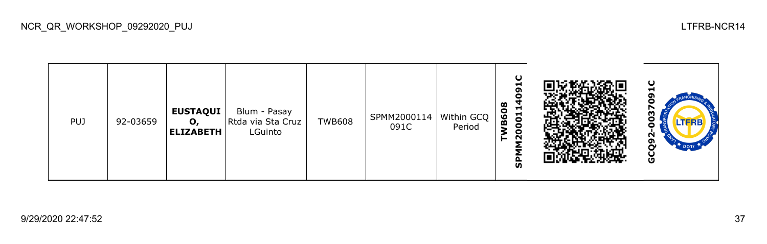| PUJ | 92-03659 | **EUSTAQUIO, ELIZABETH** | Blum - Pasay Rtda via Sta Cruz LGuinto | TWB608 | SPMM2000114091C | Within GCQ Period | **TWB608 SPMM2000114091C** | | **GCQ92-0037091C** |
|---|---|---|---|---|---|---|---|---|---|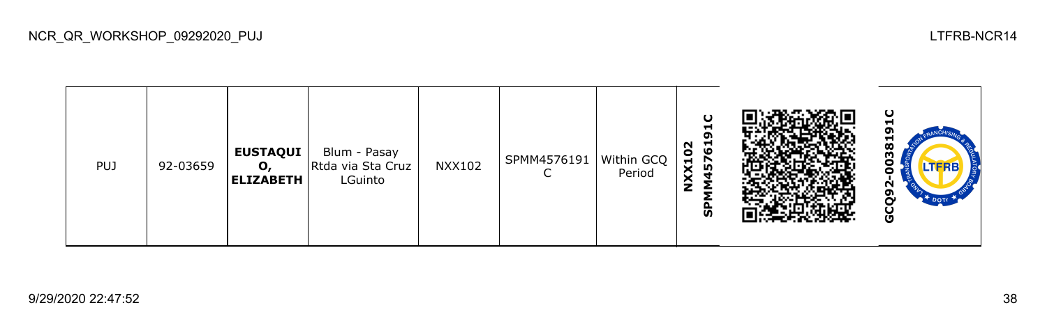| PUJ | 92-03659 | **EUSTAQUIO, ELIZABETH** | Blum - Pasay Rtda via Sta Cruz LGuinto | NXX102 | SPMM4576191C | Within GCQ Period | **NXX102 SPMM4576191C** | | **GCQ92-0038191C** |
|---|---|---|---|---|---|---|---|---|---|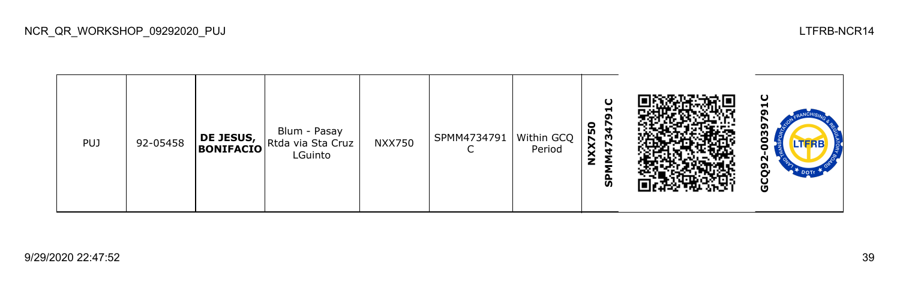| PUJ | 92-05458 | **DE JESUS, BONIFACIO** | Blum - Pasay Rtda via Sta Cruz LGuinto | NXX750 | SPMM4734791C | Within GCQ Period | **NXX750 SPMM4734791C** | | **GCQ92-0039791C** |
|---|---|---|---|---|---|---|---|---|---|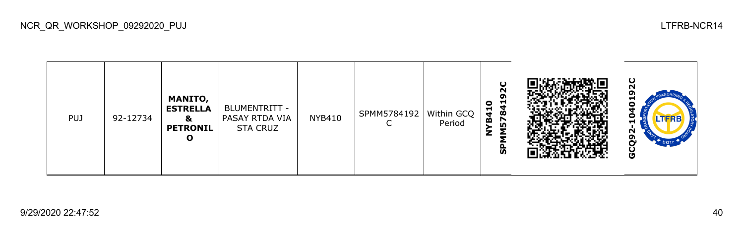| PUJ | 92-12734 | **MANITO, ESTRELLA & PETRONILO** | BLUMENTRITT - PASAY RTDA VIA STA CRUZ | NYB410 | SPMM5784192C | Within GCQ Period | **NYB410 SPMM5784192C** | | **GCQ92-1040192C** |
|---|---|---|---|---|---|---|---|---|---|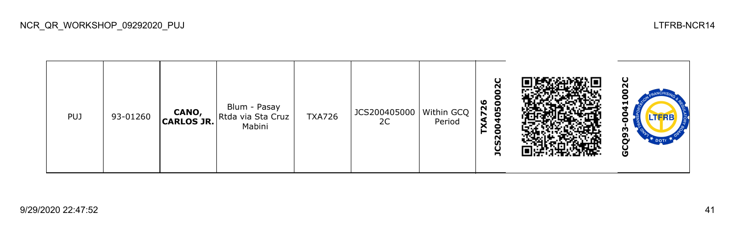| PUJ | 93-01260 | **CANO, CARLOS JR.** | Blum - Pasay Rtda via Sta Cruz Mabini | TXA726 | JCS200405000 2C | Within GCQ Period | **TXA726 JCS2004050002C** | | **GCQ93-0041002C** |
|---|---|---|---|---|---|---|---|---|---|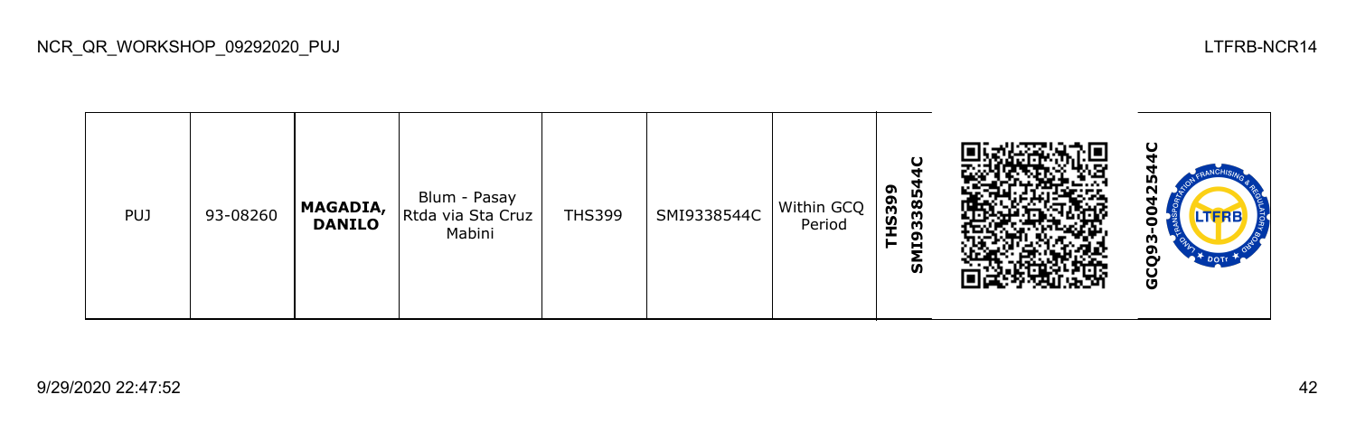| PUJ | 93-08260 | **MAGADIA, DANILO** | Blum - Pasay Rtda via Sta Cruz Mabini | THS399 | SMI9338544C | Within GCQ Period | **THS399 SMI9338544C** | | **GCQ93-0042544C** |
|---|---|---|---|---|---|---|---|---|---|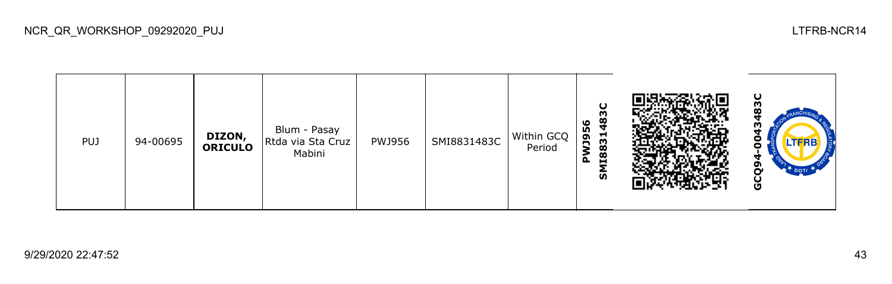| PUJ | 94-00695 | **DIZON, ORICULO** | Blum - Pasay Rtda via Sta Cruz Mabini | PWJ956 | SMI8831483C | Within GCQ Period | **PWJ956 SMI8831483C** | | **GCQ94-0043483C** |
|---|---|---|---|---|---|---|---|---|---|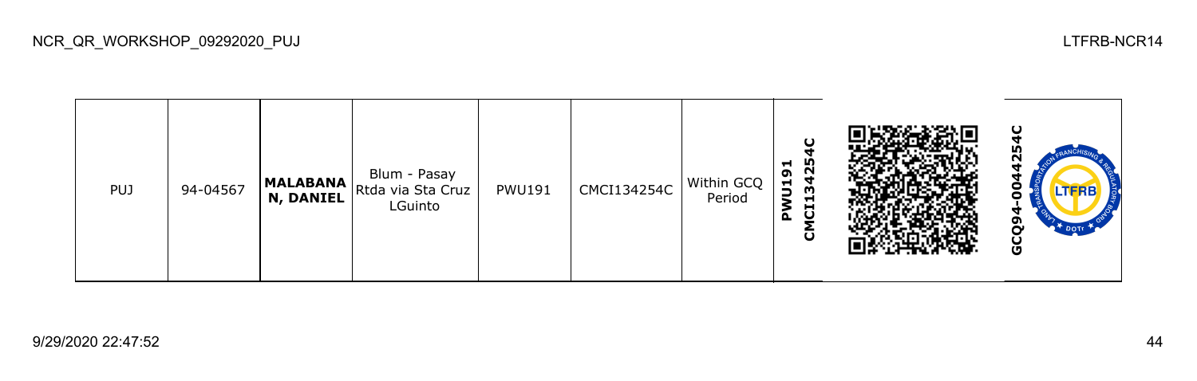| PUJ | 94-04567 | **MALABANAN, DANIEL** | Blum - Pasay Rtda via Sta Cruz LGuinto | PWU191 | CMCI134254C | Within GCQ Period | **PWU191 CMCI134254C** | | **GCQ94-0044254C** |
|---|---|---|---|---|---|---|---|---|---|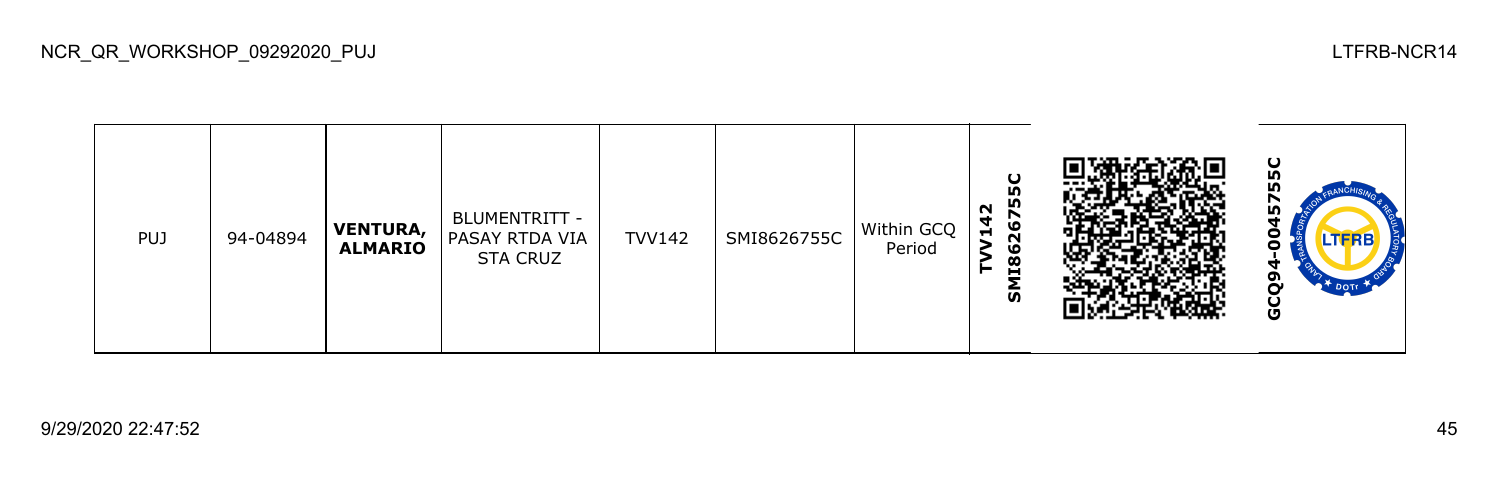| PUJ | 94-04894 | **VENTURA, ALMARIO** | BLUMENTRITT - PASAY RTDA VIA STA CRUZ | TVV142 | SMI8626755C | Within GCQ Period | **TVV142 SMI8626755C** | | **GCQ94-0045755C** |
|---|---|---|---|---|---|---|---|---|---|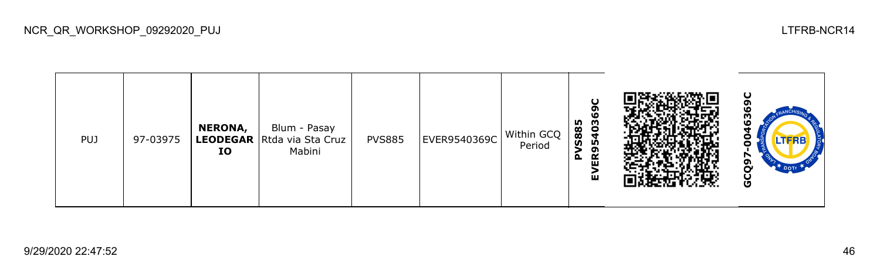| PUJ | 97-03975 | **NERONA, LEODEGARIO** | Blum - Pasay Rtda via Sta Cruz Mabini | PVS885 | EVER9540369C | Within GCQ Period | **PVS885 EVER9540369C** | | **GCQ97-0046369C** |
|---|---|---|---|---|---|---|---|---|---|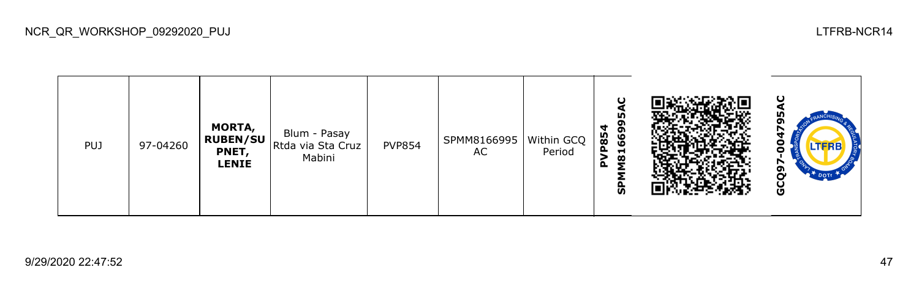| PUJ | 97-04260 | **MORTA, RUBEN/SUPNET, LENIE** | Blum - Pasay Rtda via Sta Cruz Mabini | PVP854 | SPMM8166995AC | Within GCQ Period | **SPMM8166995AC PVP854** | | **GCQ97-004795AC** |
|---|---|---|---|---|---|---|---|---|---|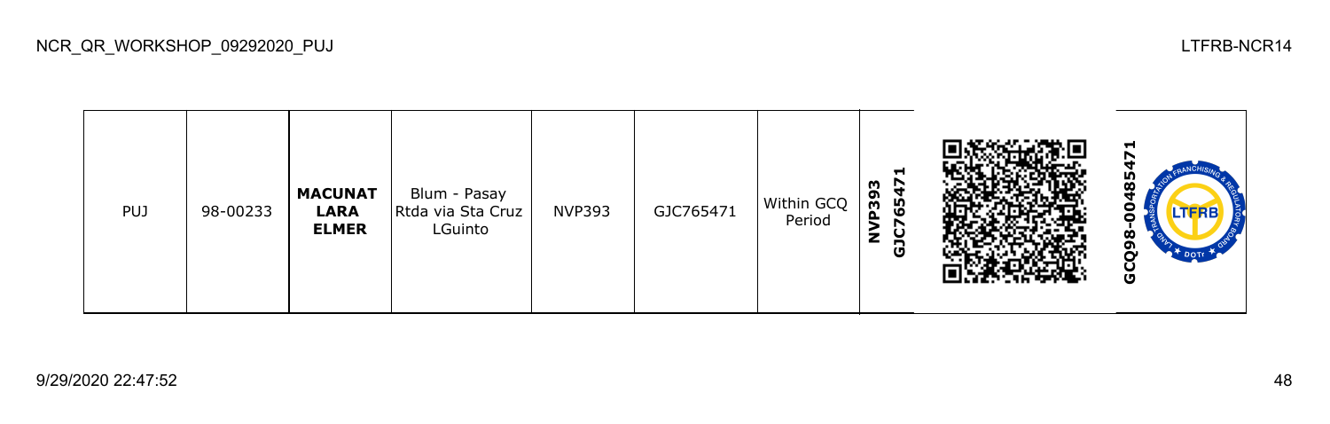| PUJ | 98-00233 | **MACUNAT LARA ELMER** | Blum - Pasay Rtda via Sta Cruz LGuinto | NVP393 | GJC765471 | Within GCQ Period | **NVP393 GJC765471** | | **GCQ98-00485471** |
|---|---|---|---|---|---|---|---|---|---|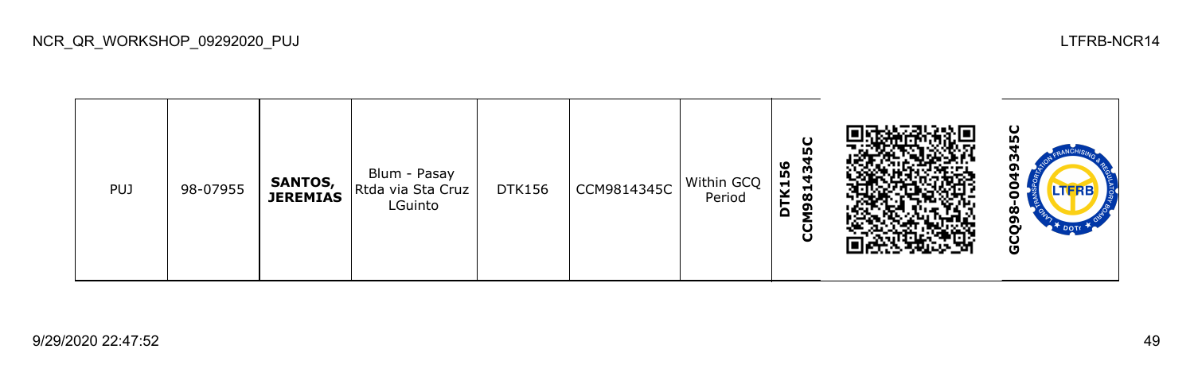| PUJ | 98-07955 | **SANTOS, JEREMIAS** | Blum - Pasay Rtda via Sta Cruz LGuinto | DTK156 | CCM9814345C | Within GCQ Period | **DTK156 CCM9814345C** | | **GCQ98-0049345C** |
|---|---|---|---|---|---|---|---|---|---|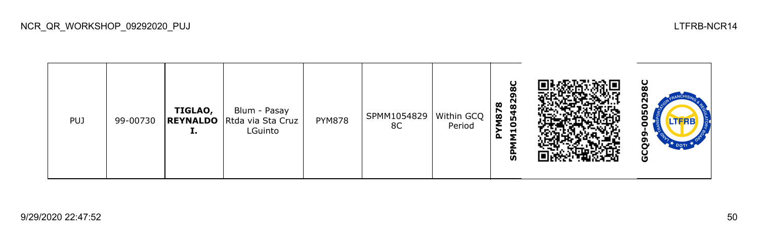| PUJ | 99-00730 | **TIGLAO, REYNALDO I.** | Blum - Pasay Rtda via Sta Cruz LGuinto | PYM878 | SPMM10548298C | Within GCQ Period | **PYM878 SPMM10548298C** | | **GCQ99-00502998C** |
|---|---|---|---|---|---|---|---|---|---|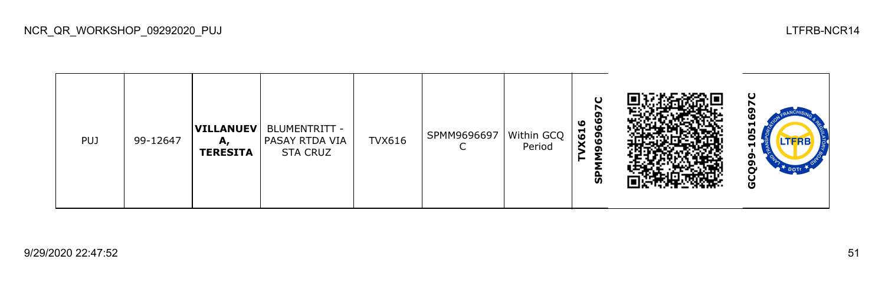| PUJ | 99-12647 | **VILLANUEVA, TERESITA** | BLUMENTRITT - PASAY RTDA VIA STA CRUZ | TVX616 | SPMM9696697C | Within GCQ Period | **TVX616 SPMM9696697C** | | **GCQ99-1051697C** |
| --- | --- | --- | --- | --- | --- | --- | --- | --- | --- |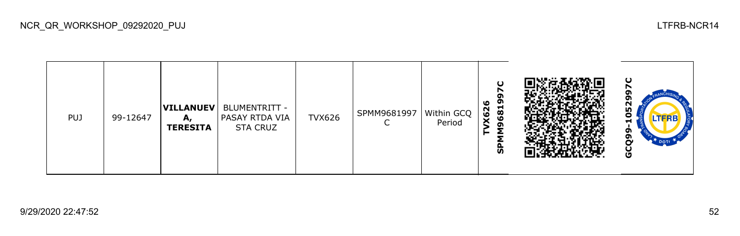| PUJ | 99-12647 | **VILLANUEVA, TERESITA** | BLUMENTRITT - PASAY RTDA VIA STA CRUZ | TVX626 | SPMM9681997C | Within GCQ Period | **TVX626 SPMM9681997C** | | **GCQ99-1052997C** |
|---|---|---|---|---|---|---|---|---|---|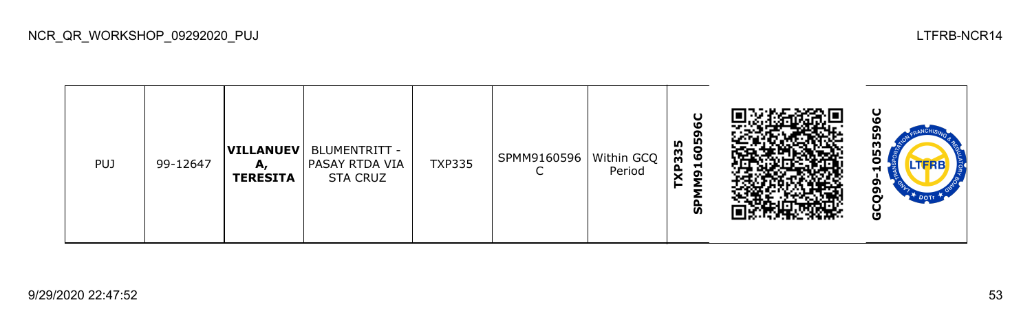| PUJ | 99-12647 | **VILLANUEVA, TERESITA** | BLUMENTRITT - PASAY RTDA VIA STA CRUZ | TXP335 | SPMM9160596C | Within GCQ Period | **SPMM9160596C TXP335** | | **GCQ99-1053596C** |
|---|---|---|---|---|---|---|---|---|---|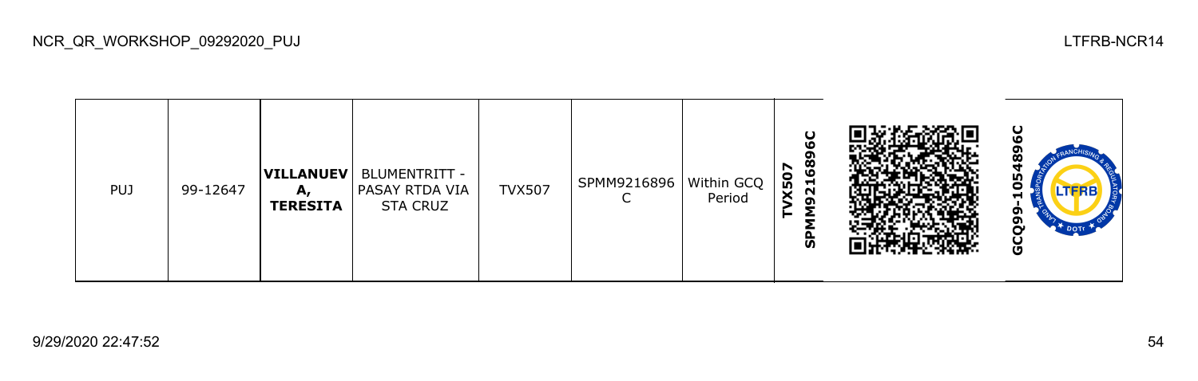| PUJ | 99-12647 | **VILLANUEVA, TERESITA** | BLUMENTRITT - PASAY RTDA VIA STA CRUZ | TVX507 | SPMM9216896C | Within GCQ Period | **TVX507 SPMM9216896C** | | **GCQ99-1054896C** |
|---|---|---|---|---|---|---|---|---|---|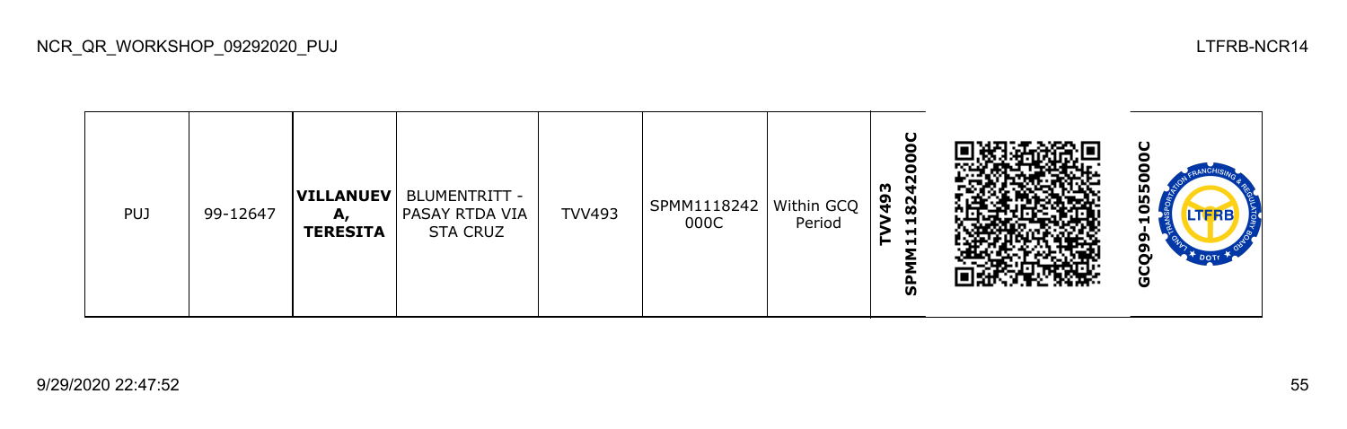| PUJ | 99-12647 | **VILLANUEVA, TERESITA** | BLUMENTRITT - PASAY RTDA VIA STA CRUZ | TVV493 | SPMM1118242000C | Within GCQ Period | **TVV493 SPMM1118242000C** | | **GCQ99-1055000C** |
|---|---|---|---|---|---|---|---|---|---|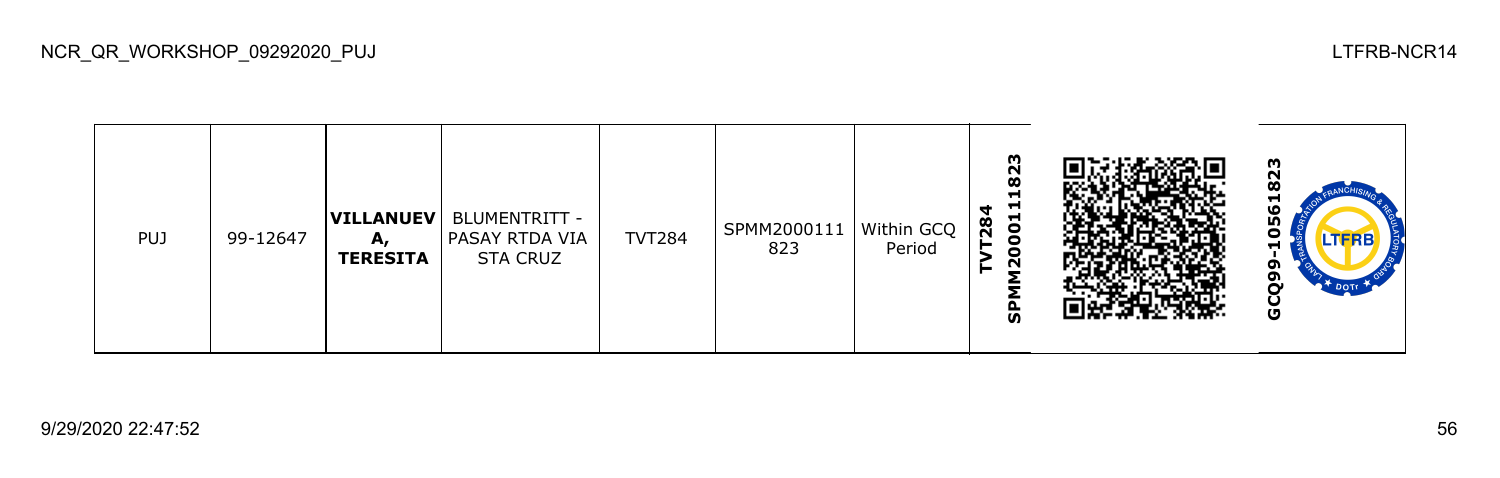| PUJ | 99-12647 | **VILLANUEVA, TERESITA** | BLUMENTRITT - PASAY RTDA VIA STA CRUZ | TVT284 | SPMM2000111823 | Within GCQ Period | **TVT284 SPMM2000111823** | | **GCQ99-10561823** |
|---|---|---|---|---|---|---|---|---|---|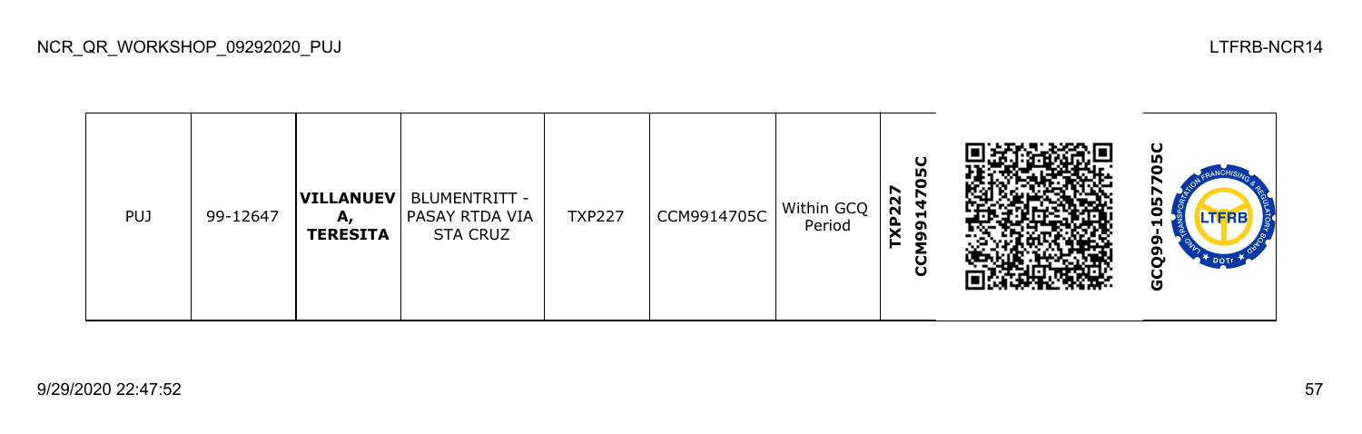| | | | | | | | | | |
|---|---|---|---|---|---|---|---|---|---|
| PUJ | 99-12647 | **VILLANUEVA, TERESITA** | BLUMENTRITT - PASAY RTDA VIA STA CRUZ | TXP227 | CCM9914705C | Within GCQ Period | **TXP227 CCM9914705C** | | **GCQ99-1057705C** |